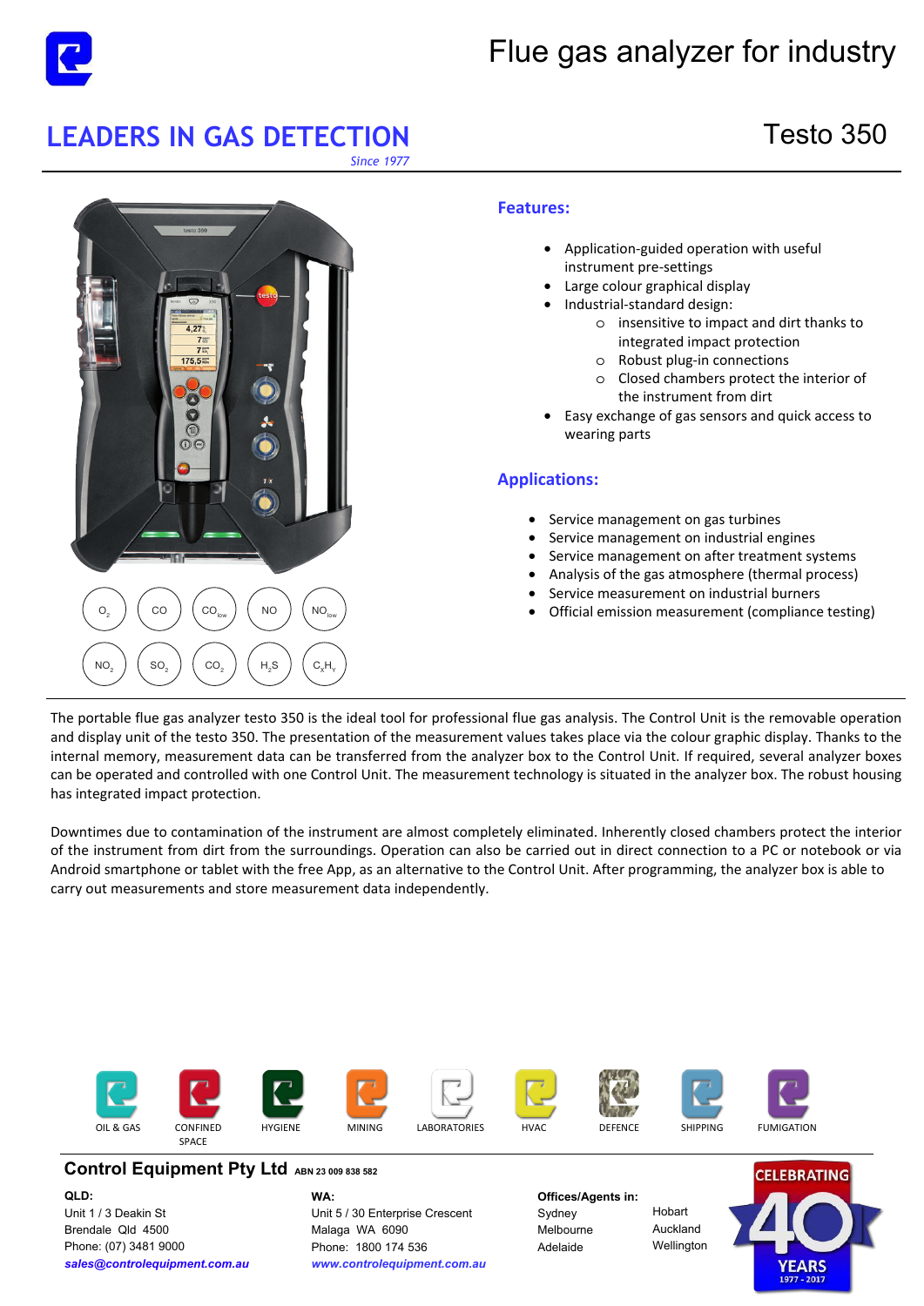# Flue gas analyzer for industry

## LEADERS IN GAS DETECTION

*Since 1977*

# Testo 350

$O_2$ CO $CO_{low}$ NO $NO_{low}$

$NO_2$ $SO_2$ $CO_2$ $H_2S$ $C_xH_y$

### Features:

- Application-guided operation with useful instrument pre-settings
- Large colour graphical display
- Industrial-standard design:
  - insensitive to impact and dirt thanks to integrated impact protection
  - Robust plug-in connections
  - Closed chambers protect the interior of the instrument from dirt
- Easy exchange of gas sensors and quick access to wearing parts

### Applications:

- Service management on gas turbines
- Service management on industrial engines
- Service management on after treatment systems
- Analysis of the gas atmosphere (thermal process)
- Service measurement on industrial burners
- Official emission measurement (compliance testing)

The portable flue gas analyzer testo 350 is the ideal tool for professional flue gas analysis. The Control Unit is the removable operation and display unit of the testo 350. The presentation of the measurement values takes place via the colour graphic display. Thanks to the internal memory, measurement data can be transferred from the analyzer box to the Control Unit. If required, several analyzer boxes can be operated and controlled with one Control Unit. The measurement technology is situated in the analyzer box. The robust housing has integrated impact protection.

Downtimes due to contamination of the instrument are almost completely eliminated. Inherently closed chambers protect the interior of the instrument from dirt from the surroundings. Operation can also be carried out in direct connection to a PC or notebook or via Android smartphone or tablet with the free App, as an alternative to the Control Unit. After programming, the analyzer box is able to carry out measurements and store measurement data independently.

OIL & GAS | CONFINED SPACE | HYGIENE | MINING | LABORATORIES | HVAC | DEFENCE | SHIPPING | FUMIGATION

**Control Equipment Pty Ltd** ABN 23 009 838 582

**QLD:**
Unit 1 / 3 Deakin St
Brendale Qld 4500
Phone: (07) 3481 9000
***sales@controlequipment.com.au***

**WA:**
Unit 5 / 30 Enterprise Crescent
Malaga WA 6090
Phone: 1800 174 536
***www.controlequipment.com.au***

**Offices/Agents in:**
Sydney
Melbourne
Adelaide
Hobart
Auckland
Wellington

CELEBRATING 40 YEARS 1977 - 2017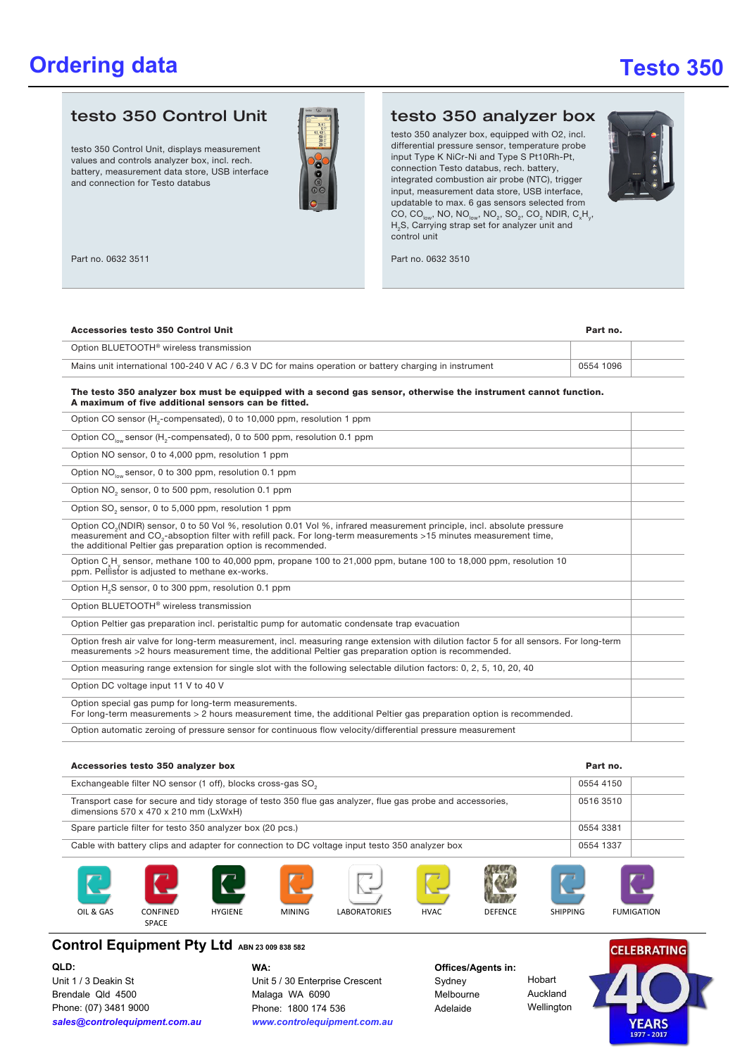# Ordering data

# Testo 350

## testo 350 Control Unit

testo 350 Control Unit, displays measurement values and controls analyzer box, incl. rech. battery, measurement data store, USB interface and connection for Testo databus

Part no. 0632 3511

## testo 350 analyzer box

testo 350 analyzer box, equipped with O2, incl. differential pressure sensor, temperature probe input Type K NiCr-Ni and Type S Pt10Rh-Pt, connection Testo databus, rech. battery, integrated combustion air probe (NTC), trigger input, measurement data store, USB interface, updatable to max. 6 gas sensors selected from CO, $CO_{low}$, NO, $NO_{low}$, $NO_2$, $SO_2$, $CO_2$ NDIR, $C_xH_y$, $H_2S$, Carrying strap set for analyzer unit and control unit

Part no. 0632 3510

| Accessories testo 350 Control Unit | Part no. |
|---|---|
| Option BLUETOOTH® wireless transmission | |
| Mains unit international 100-240 V AC / 6.3 V DC for mains operation or battery charging in instrument | 0554 1096 |

**The testo 350 analyzer box must be equipped with a second gas sensor, otherwise the instrument cannot function.**
**A maximum of five additional sensors can be fitted.**

| | |
|---|---|
| Option CO sensor ($H_2$-compensated), 0 to 10,000 ppm, resolution 1 ppm | |
| Option $CO_{low}$ sensor ($H_2$-compensated), 0 to 500 ppm, resolution 0.1 ppm | |
| Option NO sensor, 0 to 4,000 ppm, resolution 1 ppm | |
| Option $NO_{low}$ sensor, 0 to 300 ppm, resolution 0.1 ppm | |
| Option $NO_2$ sensor, 0 to 500 ppm, resolution 0.1 ppm | |
| Option $SO_2$ sensor, 0 to 5,000 ppm, resolution 1 ppm | |
| Option $CO_2$(NDIR) sensor, 0 to 50 Vol %, resolution 0.01 Vol %, infrared measurement principle, incl. absolute pressure measurement and $CO_2$-absoption filter with refill pack. For long-term measurements >15 minutes measurement time, the additional Peltier gas preparation option is recommended. | |
| Option $C_xH_y$ sensor, methane 100 to 40,000 ppm, propane 100 to 21,000 ppm, butane 100 to 18,000 ppm, resolution 10 ppm. Pellistor is adjusted to methane ex-works. | |
| Option $H_2S$ sensor, 0 to 300 ppm, resolution 0.1 ppm | |
| Option BLUETOOTH® wireless transmission | |
| Option Peltier gas preparation incl. peristaltic pump for automatic condensate trap evacuation | |
| Option fresh air valve for long-term measurement, incl. measuring range extension with dilution factor 5 for all sensors. For long-term measurements >2 hours measurement time, the additional Peltier gas preparation option is recommended. | |
| Option measuring range extension for single slot with the following selectable dilution factors: 0, 2, 5, 10, 20, 40 | |
| Option DC voltage input 11 V to 40 V | |
| Option special gas pump for long-term measurements. For long-term measurements > 2 hours measurement time, the additional Peltier gas preparation option is recommended. | |
| Option automatic zeroing of pressure sensor for continuous flow velocity/differential pressure measurement | |

| Accessories testo 350 analyzer box | Part no. |
|---|---|
| Exchangeable filter NO sensor (1 off), blocks cross-gas $SO_2$ | 0554 4150 |
| Transport case for secure and tidy storage of testo 350 flue gas analyzer, flue gas probe and accessories, dimensions 570 x 470 x 210 mm (LxWxH) | 0516 3510 |
| Spare particle filter for testo 350 analyzer box (20 pcs.) | 0554 3381 |
| Cable with battery clips and adapter for connection to DC voltage input testo 350 analyzer box | 0554 1337 |

OIL & GAS | CONFINED SPACE | HYGIENE | MINING | LABORATORIES | HVAC | DEFENCE | SHIPPING | FUMIGATION

**Control Equipment Pty Ltd** ABN 23 009 838 582

**QLD:**
Unit 1 / 3 Deakin St
Brendale Qld 4500
Phone: (07) 3481 9000
***sales@controlequipment.com.au***

**WA:**
Unit 5 / 30 Enterprise Crescent
Malaga WA 6090
Phone: 1800 174 536
***www.controlequipment.com.au***

**Offices/Agents in:**
Sydney
Melbourne
Adelaide
Hobart
Auckland
Wellington

CELEBRATING 40 YEARS 1977 - 2017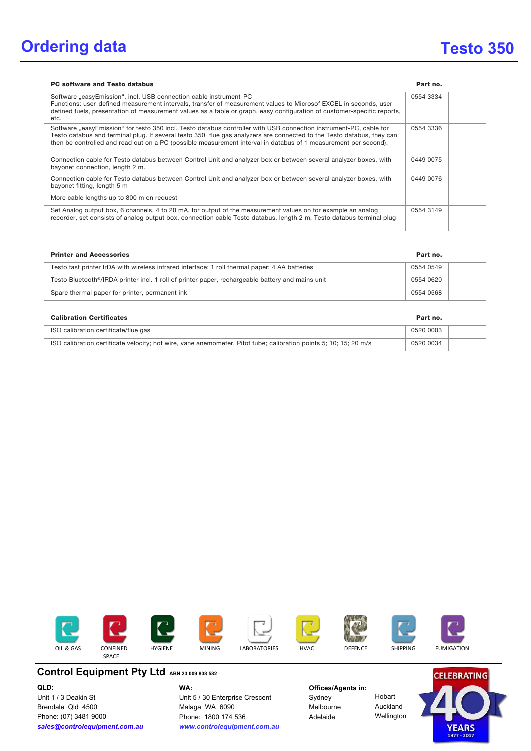# Ordering data

# Testo 350

| PC software and Testo databus | Part no. |
| --- | --- |
| Software „easyEmission", incl. USB connection cable instrument-PC<br>Functions: user-defined measurement intervals, transfer of measurement values to Microsof EXCEL in seconds, user-defined fuels, presentation of measurement values as a table or graph, easy configuration of customer-specific reports, etc. | 0554 3334 |
| Software „easyEmission" for testo 350 incl. Testo databus controller with USB connection instrument-PC, cable for Testo databus and terminal plug. If several testo 350 flue gas analyzers are connected to the Testo databus, they can then be controlled and read out on a PC (possible measurement interval in databus of 1 measurement per second). | 0554 3336 |
| Connection cable for Testo databus between Control Unit and analyzer box or between several analyzer boxes, with bayonet connection, length 2 m. | 0449 0075 |
| Connection cable for Testo databus between Control Unit and analyzer box or between several analyzer boxes, with bayonet fitting, length 5 m | 0449 0076 |
| More cable lengths up to 800 m on request | |
| Set Analog output box, 6 channels, 4 to 20 mA, for output of the measurement values on for example an analog recorder, set consists of analog output box, connection cable Testo databus, length 2 m, Testo databus terminal plug | 0554 3149 |

| Printer and Accessories | Part no. |
| --- | --- |
| Testo fast printer IrDA with wireless infrared interface; 1 roll thermal paper; 4 AA batteries | 0554 0549 |
| Testo Bluetooth®/IRDA printer incl. 1 roll of printer paper, rechargeable battery and mains unit | 0554 0620 |
| Spare thermal paper for printer, permanent ink | 0554 0568 |

| Calibration Certificates | Part no. |
| --- | --- |
| ISO calibration certificate/flue gas | 0520 0003 |
| ISO calibration certificate velocity; hot wire, vane anemometer, Pitot tube; calibration points 5; 10; 15; 20 m/s | 0520 0034 |

OIL & GAS | CONFINED SPACE | HYGIENE | MINING | LABORATORIES | HVAC | DEFENCE | SHIPPING | FUMIGATION

**Control Equipment Pty Ltd** ABN 23 009 838 582

**QLD:**
Unit 1 / 3 Deakin St
Brendale Qld 4500
Phone: (07) 3481 9000
***sales@controlequipment.com.au***

**WA:**
Unit 5 / 30 Enterprise Crescent
Malaga WA 6090
Phone: 1800 174 536
***www.controlequipment.com.au***

**Offices/Agents in:**
Sydney
Melbourne
Adelaide
Hobart
Auckland
Wellington

CELEBRATING 40 YEARS 1977 - 2017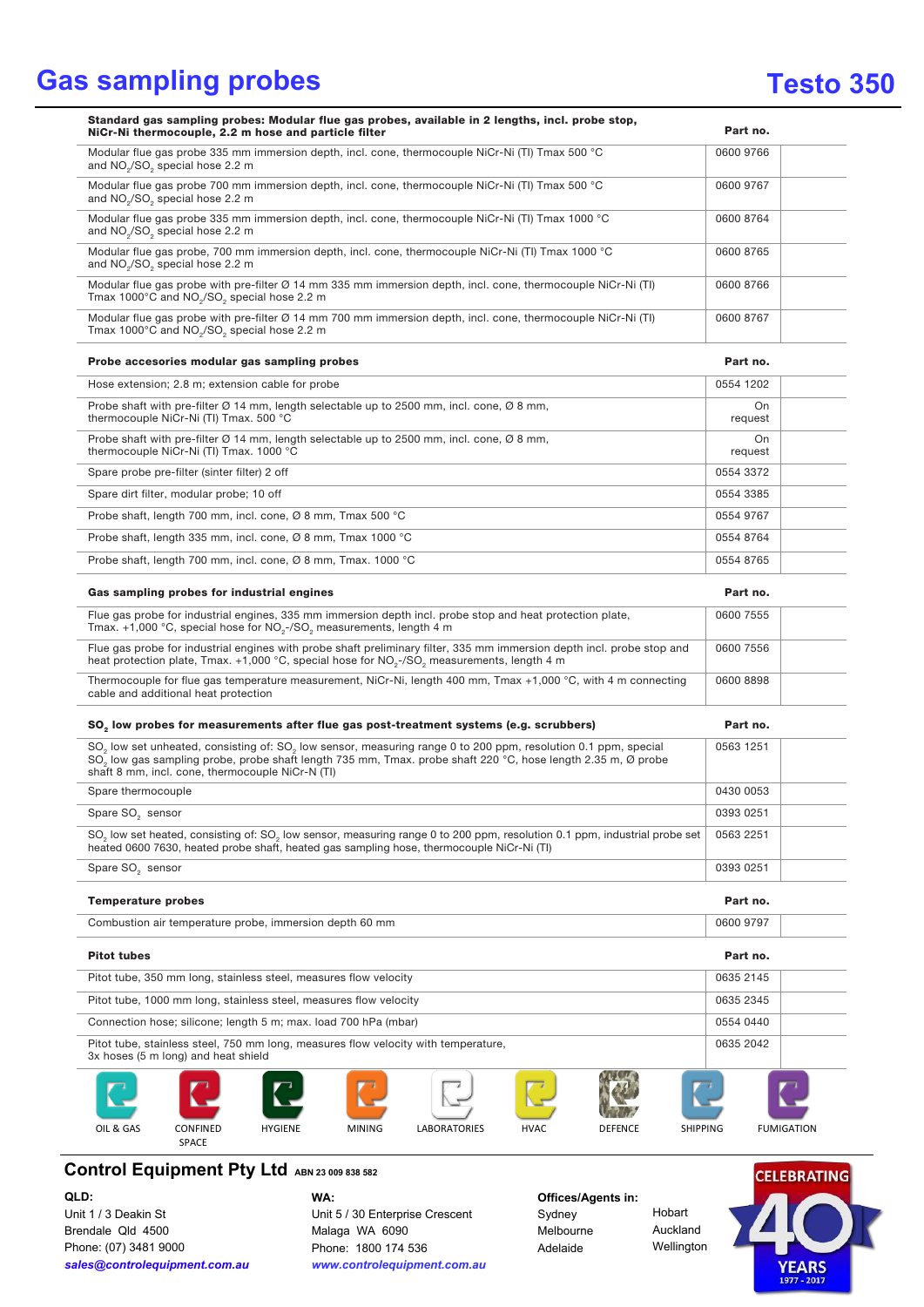# Gas sampling probes

# Testo 350

| Standard gas sampling probes: Modular flue gas probes, available in 2 lengths, incl. probe stop, NiCr-Ni thermocouple, 2.2 m hose and particle filter | Part no. |
|---|---|
| Modular flue gas probe 335 mm immersion depth, incl. cone, thermocouple NiCr-Ni (TI) Tmax 500 °C and $NO_2$/$SO_2$ special hose 2.2 m | 0600 9766 |
| Modular flue gas probe 700 mm immersion depth, incl. cone, thermocouple NiCr-Ni (TI) Tmax 500 °C and $NO_2$/$SO_2$ special hose 2.2 m | 0600 9767 |
| Modular flue gas probe 335 mm immersion depth, incl. cone, thermocouple NiCr-Ni (TI) Tmax 1000 °C and $NO_2$/$SO_2$ special hose 2.2 m | 0600 8764 |
| Modular flue gas probe, 700 mm immersion depth, incl. cone, thermocouple NiCr-Ni (TI) Tmax 1000 °C and $NO_2$/$SO_2$ special hose 2.2 m | 0600 8765 |
| Modular flue gas probe with pre-filter Ø 14 mm 335 mm immersion depth, incl. cone, thermocouple NiCr-Ni (TI) Tmax 1000°C and $NO_2$/$SO_2$ special hose 2.2 m | 0600 8766 |
| Modular flue gas probe with pre-filter Ø 14 mm 700 mm immersion depth, incl. cone, thermocouple NiCr-Ni (TI) Tmax 1000°C and $NO_2$/$SO_2$ special hose 2.2 m | 0600 8767 |

| Probe accesories modular gas sampling probes | Part no. |
|---|---|
| Hose extension; 2.8 m; extension cable for probe | 0554 1202 |
| Probe shaft with pre-filter Ø 14 mm, length selectable up to 2500 mm, incl. cone, Ø 8 mm, thermocouple NiCr-Ni (TI) Tmax. 500 °C | On request |
| Probe shaft with pre-filter Ø 14 mm, length selectable up to 2500 mm, incl. cone, Ø 8 mm, thermocouple NiCr-Ni (TI) Tmax. 1000 °C | On request |
| Spare probe pre-filter (sinter filter) 2 off | 0554 3372 |
| Spare dirt filter, modular probe; 10 off | 0554 3385 |
| Probe shaft, length 700 mm, incl. cone, Ø 8 mm, Tmax 500 °C | 0554 9767 |
| Probe shaft, length 335 mm, incl. cone, Ø 8 mm, Tmax 1000 °C | 0554 8764 |
| Probe shaft, length 700 mm, incl. cone, Ø 8 mm, Tmax. 1000 °C | 0554 8765 |

| Gas sampling probes for industrial engines | Part no. |
|---|---|
| Flue gas probe for industrial engines, 335 mm immersion depth incl. probe stop and heat protection plate, Tmax. +1,000 °C, special hose for $NO_2$-/$SO_2$ measurements, length 4 m | 0600 7555 |
| Flue gas probe for industrial engines with probe shaft preliminary filter, 335 mm immersion depth incl. probe stop and heat protection plate, Tmax. +1,000 °C, special hose for $NO_2$-/$SO_2$ measurements, length 4 m | 0600 7556 |
| Thermocouple for flue gas temperature measurement, NiCr-Ni, length 400 mm, Tmax +1,000 °C, with 4 m connecting cable and additional heat protection | 0600 8898 |

| $SO_2$ low probes for measurements after flue gas post-treatment systems (e.g. scrubbers) | Part no. |
|---|---|
| $SO_2$ low set unheated, consisting of: $SO_2$ low sensor, measuring range 0 to 200 ppm, resolution 0.1 ppm, special $SO_2$ low gas sampling probe, probe shaft length 735 mm, Tmax. probe shaft 220 °C, hose length 2.35 m, Ø probe shaft 8 mm, incl. cone, thermocouple NiCr-N (TI) | 0563 1251 |
| Spare thermocouple | 0430 0053 |
| Spare $SO_2$ sensor | 0393 0251 |
| $SO_2$ low set heated, consisting of: $SO_2$ low sensor, measuring range 0 to 200 ppm, resolution 0.1 ppm, industrial probe set heated 0600 7630, heated probe shaft, heated gas sampling hose, thermocouple NiCr-Ni (TI) | 0563 2251 |
| Spare $SO_2$ sensor | 0393 0251 |

| Temperature probes | Part no. |
|---|---|
| Combustion air temperature probe, immersion depth 60 mm | 0600 9797 |

| Pitot tubes | Part no. |
|---|---|
| Pitot tube, 350 mm long, stainless steel, measures flow velocity | 0635 2145 |
| Pitot tube, 1000 mm long, stainless steel, measures flow velocity | 0635 2345 |
| Connection hose; silicone; length 5 m; max. load 700 hPa (mbar) | 0554 0440 |
| Pitot tube, stainless steel, 750 mm long, measures flow velocity with temperature, 3x hoses (5 m long) and heat shield | 0635 2042 |

OIL & GAS | CONFINED SPACE | HYGIENE | MINING | LABORATORIES | HVAC | DEFENCE | SHIPPING | FUMIGATION

**Control Equipment Pty Ltd** ABN 23 009 838 582

**QLD:**
Unit 1 / 3 Deakin St
Brendale Qld 4500
Phone: (07) 3481 9000
*sales@controlequipment.com.au*

**WA:**
Unit 5 / 30 Enterprise Crescent
Malaga WA 6090
Phone: 1800 174 536
*www.controlequipment.com.au*

**Offices/Agents in:**
Sydney, Melbourne, Adelaide, Hobart, Auckland, Wellington

CELEBRATING 40 YEARS 1977 - 2017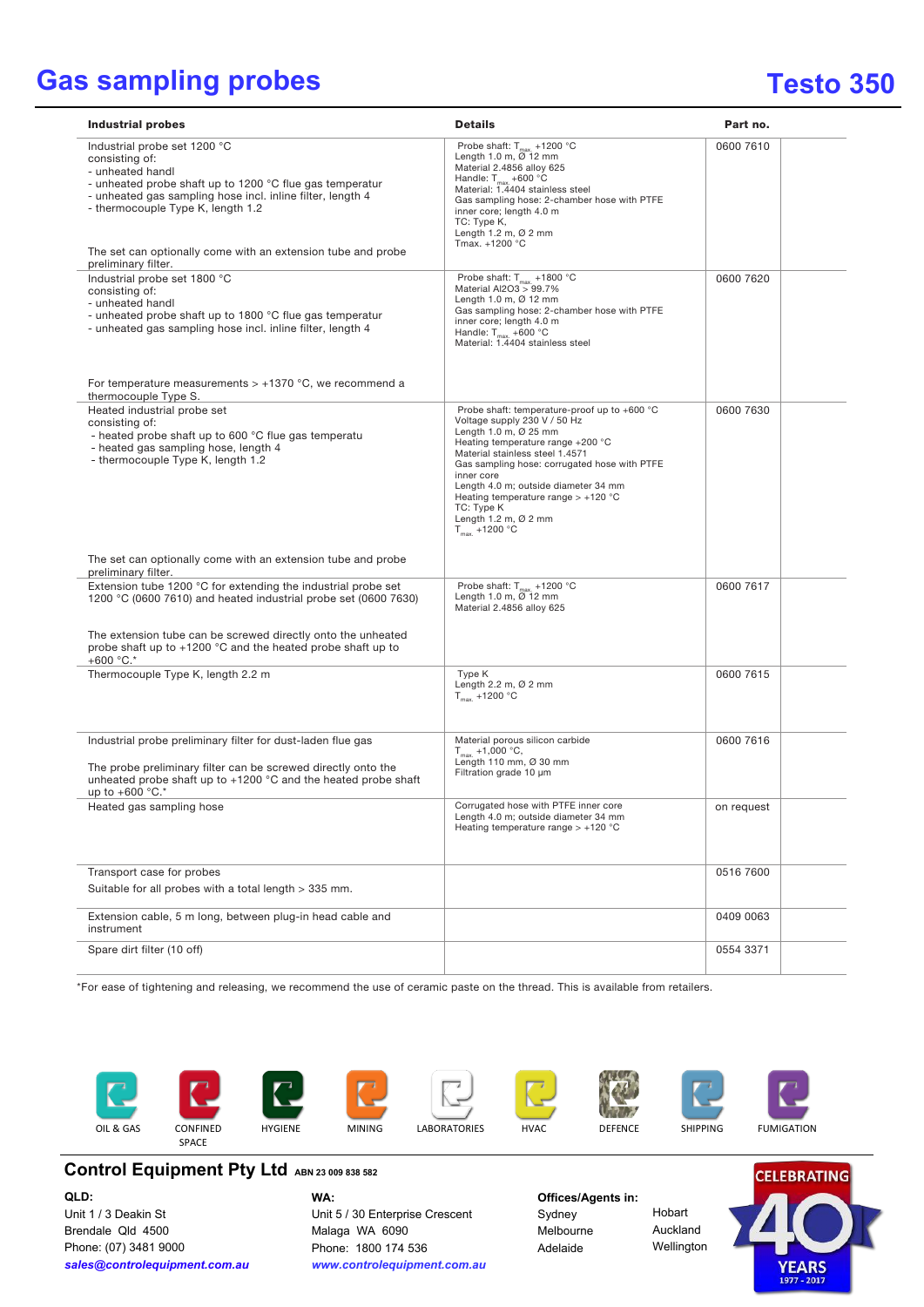# Gas sampling probes

# Testo 350

| Industrial probes | Details | Part no. |
|---|---|---|
| Industrial probe set 1200 °C consisting of:<br>- unheated handl<br>- unheated probe shaft up to 1200 °C flue gas temperatur<br>- unheated gas sampling hose incl. inline filter, length 4<br>- thermocouple Type K, length 1.2<br><br>The set can optionally come with an extension tube and probe preliminary filter. | Probe shaft: $T_{max.}$ +1200 °C<br>Length 1.0 m, Ø 12 mm<br>Material 2.4856 alloy 625<br>Handle: $T_{max.}$ +600 °C<br>Material: 1.4404 stainless steel<br>Gas sampling hose: 2-chamber hose with PTFE inner core; length 4.0 m<br>TC: Type K,<br>Length 1.2 m, Ø 2 mm<br>Tmax. +1200 °C | 0600 7610 |
| Industrial probe set 1800 °C consisting of:<br>- unheated handl<br>- unheated probe shaft up to 1800 °C flue gas temperatur<br>- unheated gas sampling hose incl. inline filter, length 4<br><br>For temperature measurements > +1370 °C, we recommend a thermocouple Type S. | Probe shaft: $T_{max.}$ +1800 °C<br>Material Al2O3 > 99.7%<br>Length 1.0 m, Ø 12 mm<br>Gas sampling hose: 2-chamber hose with PTFE inner core; length 4.0 m<br>Handle: $T_{max.}$ +600 °C<br>Material: 1.4404 stainless steel | 0600 7620 |
| Heated industrial probe set consisting of:<br>- heated probe shaft up to 600 °C flue gas temperatu<br>- heated gas sampling hose, length 4<br>- thermocouple Type K, length 1.2<br><br>The set can optionally come with an extension tube and probe preliminary filter. | Probe shaft: temperature-proof up to +600 °C<br>Voltage supply 230 V / 50 Hz<br>Length 1.0 m, Ø 25 mm<br>Heating temperature range +200 °C<br>Material stainless steel 1.4571<br>Gas sampling hose: corrugated hose with PTFE inner core<br>Length 4.0 m; outside diameter 34 mm<br>Heating temperature range > +120 °C<br>TC: Type K<br>Length 1.2 m, Ø 2 mm<br>$T_{max.}$ +1200 °C | 0600 7630 |
| Extension tube 1200 °C for extending the industrial probe set 1200 °C (0600 7610) and heated industrial probe set (0600 7630)<br><br>The extension tube can be screwed directly onto the unheated probe shaft up to +1200 °C and the heated probe shaft up to +600 °C.* | Probe shaft: $T_{max.}$ +1200 °C<br>Length 1.0 m, Ø 12 mm<br>Material 2.4856 alloy 625 | 0600 7617 |
| Thermocouple Type K, length 2.2 m | Type K<br>Length 2.2 m, Ø 2 mm<br>$T_{max.}$ +1200 °C | 0600 7615 |
| Industrial probe preliminary filter for dust-laden flue gas<br><br>The probe preliminary filter can be screwed directly onto the unheated probe shaft up to +1200 °C and the heated probe shaft up to +600 °C.* | Material porous silicon carbide<br>$T_{max.}$ +1,000 °C,<br>Length 110 mm, Ø 30 mm<br>Filtration grade 10 µm | 0600 7616 |
| Heated gas sampling hose | Corrugated hose with PTFE inner core<br>Length 4.0 m; outside diameter 34 mm<br>Heating temperature range > +120 °C | on request |
| Transport case for probes<br>Suitable for all probes with a total length > 335 mm. | | 0516 7600 |
| Extension cable, 5 m long, between plug-in head cable and instrument | | 0409 0063 |
| Spare dirt filter (10 off) | | 0554 3371 |

*For ease of tightening and releasing, we recommend the use of ceramic paste on the thread. This is available from retailers.

OIL & GAS | CONFINED SPACE | HYGIENE | MINING | LABORATORIES | HVAC | DEFENCE | SHIPPING | FUMIGATION

**Control Equipment Pty Ltd** ABN 23 009 838 582

**QLD:**
Unit 1 / 3 Deakin St
Brendale Qld 4500
Phone: (07) 3481 9000
***sales@controlequipment.com.au***

**WA:**
Unit 5 / 30 Enterprise Crescent
Malaga WA 6090
Phone: 1800 174 536
***www.controlequipment.com.au***

**Offices/Agents in:**
Sydney, Melbourne, Adelaide, Hobart, Auckland, Wellington

CELEBRATING 40 YEARS 1977 - 2017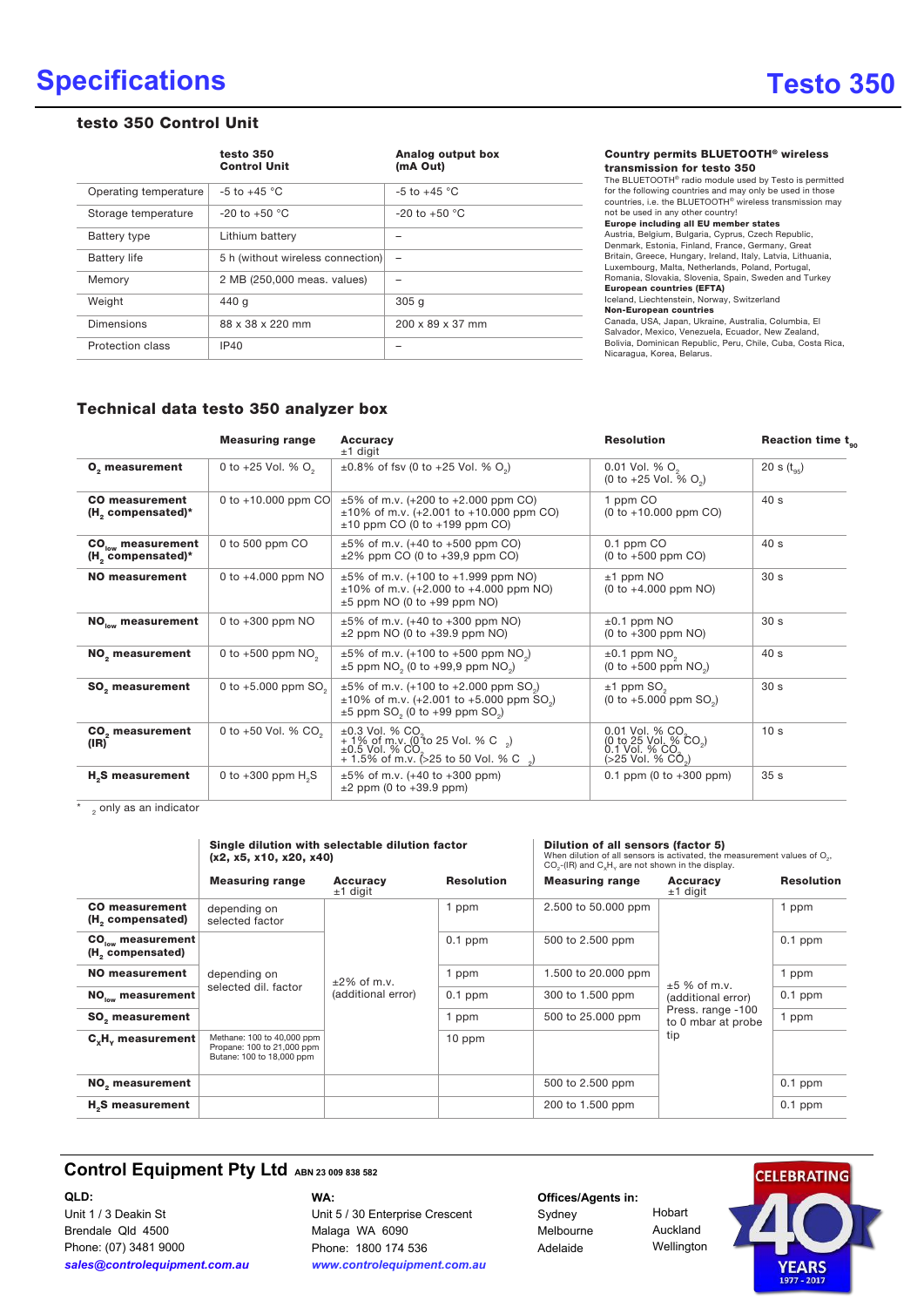# Specifications

# Testo 350

## testo 350 Control Unit

| | testo 350 Control Unit | Analog output box (mA Out) |
|---|---|---|
| Operating temperature | -5 to +45 °C | -5 to +45 °C |
| Storage temperature | -20 to +50 °C | -20 to +50 °C |
| Battery type | Lithium battery | – |
| Battery life | 5 h (without wireless connection) | – |
| Memory | 2 MB (250,000 meas. values) | – |
| Weight | 440 g | 305 g |
| Dimensions | 88 x 38 x 220 mm | 200 x 89 x 37 mm |
| Protection class | IP40 | – |

**Country permits BLUETOOTH® wireless transmission for testo 350**

The BLUETOOTH® radio module used by Testo is permitted for the following countries and may only be used in those countries, i.e. the BLUETOOTH® wireless transmission may not be used in any other country!

**Europe including all EU member states**
Austria, Belgium, Bulgaria, Cyprus, Czech Republic, Denmark, Estonia, Finland, France, Germany, Great Britain, Greece, Hungary, Ireland, Italy, Latvia, Lithuania, Luxembourg, Malta, Netherlands, Poland, Portugal, Romania, Slovakia, Slovenia, Spain, Sweden and Turkey

**European countries (EFTA)**
Iceland, Liechtenstein, Norway, Switzerland

**Non-European countries**
Canada, USA, Japan, Ukraine, Australia, Columbia, El Salvador, Mexico, Venezuela, Ecuador, New Zealand, Bolivia, Dominican Republic, Peru, Chile, Cuba, Costa Rica, Nicaragua, Korea, Belarus.

## Technical data testo 350 analyzer box

| | Measuring range | Accuracy ±1 digit | Resolution | Reaction time $t_{90}$ |
|---|---|---|---|---|
| **$O_2$ measurement** | 0 to +25 Vol. % $O_2$ | ±0.8% of fsv (0 to +25 Vol. % $O_2$) | 0.01 Vol. % $O_2$ (0 to +25 Vol. % $O_2$) | 20 s ($t_{95}$) |
| **CO measurement ($H_2$ compensated)*** | 0 to +10.000 ppm CO | ±5% of m.v. (+200 to +2.000 ppm CO) ±10% of m.v. (+2.001 to +10.000 ppm CO) ±10 ppm CO (0 to +199 ppm CO) | 1 ppm CO (0 to +10.000 ppm CO) | 40 s |
| **$CO_{low}$ measurement ($H_2$ compensated)*** | 0 to 500 ppm CO | ±5% of m.v. (+40 to +500 ppm CO) ±2% ppm CO (0 to +39,9 ppm CO) | 0.1 ppm CO (0 to +500 ppm CO) | 40 s |
| **NO measurement** | 0 to +4.000 ppm NO | ±5% of m.v. (+100 to +1.999 ppm NO) ±10% of m.v. (+2.000 to +4.000 ppm NO) ±5 ppm NO (0 to +99 ppm NO) | ±1 ppm NO (0 to +4.000 ppm NO) | 30 s |
| **$NO_{low}$ measurement** | 0 to +300 ppm NO | ±5% of m.v. (+40 to +300 ppm NO) ±2 ppm NO (0 to +39.9 ppm NO) | ±0.1 ppm NO (0 to +300 ppm NO) | 30 s |
| **$NO_2$ measurement** | 0 to +500 ppm $NO_2$ | ±5% of m.v. (+100 to +500 ppm $NO_2$) ±5 ppm $NO_2$ (0 to +99,9 ppm $NO_2$) | ±0.1 ppm $NO_2$ (0 to +500 ppm $NO_2$) | 40 s |
| **$SO_2$ measurement** | 0 to +5.000 ppm $SO_2$ | ±5% of m.v. (+100 to +2.000 ppm $SO_2$) ±10% of m.v. (+2.001 to +5.000 ppm $SO_2$) ±5 ppm $SO_2$ (0 to +99 ppm $SO_2$) | ±1 ppm $SO_2$ (0 to +5.000 ppm $SO_2$) | 30 s |
| **$CO_2$ measurement (IR)** | 0 to +50 Vol. % $CO_2$ | ±0.3 Vol. % $CO_2$ + 1% of m.v. (0 to 25 Vol. % $CO_2$) ±0.5 Vol. % $CO_2$ + 1.5% of m.v. (>25 to 50 Vol. % $CO_2$) | 0.01 Vol. % $CO_2$ (0 to 25 Vol. % $CO_2$) 0.1 Vol. % $CO_2$ (>25 Vol. % $CO_2$) | 10 s |
| **$H_2S$ measurement** | 0 to +300 ppm $H_2S$ | ±5% of m.v. (+40 to +300 ppm) ±2 ppm (0 to +39.9 ppm) | 0.1 ppm (0 to +300 ppm) | 35 s |

\* $H_2$ only as an indicator

| | Single dilution with selectable dilution factor (x2, x5, x10, x20, x40) | | | Dilution of all sensors (factor 5) When dilution of all sensors is activated, the measurement values of $O_2$, $CO_2$-(IR) and $C_xH_y$ are not shown in the display. | | |
|---|---|---|---|---|---|---|
| | **Measuring range** | **Accuracy ±1 digit** | **Resolution** | **Measuring range** | **Accuracy ±1 digit** | **Resolution** |
| **CO measurement ($H_2$ compensated)** | depending on selected factor | ±2% of m.v. (additional error) | 1 ppm | 2.500 to 50.000 ppm | ±5 % of m.v. (additional error) Press. range -100 to 0 mbar at probe tip | 1 ppm |
| **$CO_{low}$ measurement ($H_2$ compensated)** | depending on selected dil. factor | | 0.1 ppm | 500 to 2.500 ppm | | 0.1 ppm |
| **NO measurement** | | | 1 ppm | 1.500 to 20.000 ppm | | 1 ppm |
| **$NO_{low}$ measurement** | | | 0.1 ppm | 300 to 1.500 ppm | | 0.1 ppm |
| **$SO_2$ measurement** | | | 1 ppm | 500 to 25.000 ppm | | 1 ppm |
| **$C_xH_y$ measurement** | Methane: 100 to 40,000 ppm Propane: 100 to 21,000 ppm Butane: 100 to 18,000 ppm | | 10 ppm | | | |
| **$NO_2$ measurement** | | | | 500 to 2.500 ppm | | 0.1 ppm |
| **$H_2S$ measurement** | | | | 200 to 1.500 ppm | | 0.1 ppm |

**Control Equipment Pty Ltd** ABN 23 009 838 582

**QLD:**
Unit 1 / 3 Deakin St
Brendale Qld 4500
Phone: (07) 3481 9000
*sales@controlequipment.com.au*

**WA:**
Unit 5 / 30 Enterprise Crescent
Malaga WA 6090
Phone: 1800 174 536
*www.controlequipment.com.au*

**Offices/Agents in:**
Sydney, Melbourne, Adelaide, Hobart, Auckland, Wellington

CELEBRATING 40 YEARS 1977 - 2017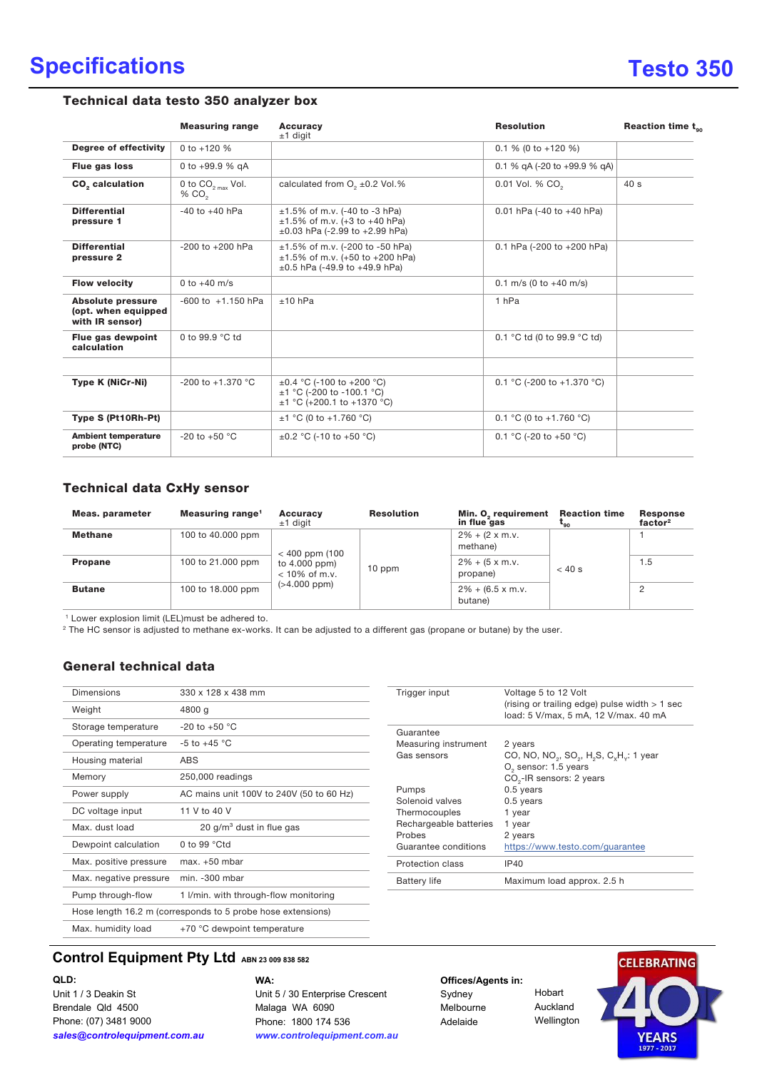# Specifications

# Testo 350

## Technical data testo 350 analyzer box

| | Measuring range | Accuracy ±1 digit | Resolution | Reaction time $t_{90}$ |
|---|---|---|---|---|
| **Degree of effectivity** | 0 to +120 % | | 0.1 % (0 to +120 %) | |
| **Flue gas loss** | 0 to +99.9 % qA | | 0.1 % qA (-20 to +99.9 % qA) | |
| **$CO_2$ calculation** | 0 to $CO_{2\ max}$ Vol. % $CO_2$ | calculated from $O_2$ ±0.2 Vol.% | 0.01 Vol. % $CO_2$ | 40 s |
| **Differential pressure 1** | -40 to +40 hPa | ±1.5% of m.v. (-40 to -3 hPa)<br>±1.5% of m.v. (+3 to +40 hPa)<br>±0.03 hPa (-2.99 to +2.99 hPa) | 0.01 hPa (-40 to +40 hPa) | |
| **Differential pressure 2** | -200 to +200 hPa | ±1.5% of m.v. (-200 to -50 hPa)<br>±1.5% of m.v. (+50 to +200 hPa)<br>±0.5 hPa (-49.9 to +49.9 hPa) | 0.1 hPa (-200 to +200 hPa) | |
| **Flow velocity** | 0 to +40 m/s | | 0.1 m/s (0 to +40 m/s) | |
| **Absolute pressure (opt. when equipped with IR sensor)** | -600 to +1.150 hPa | ±10 hPa | 1 hPa | |
| **Flue gas dewpoint calculation** | 0 to 99.9 °C td | | 0.1 °C td (0 to 99.9 °C td) | |
| | | | | |
| **Type K (NiCr-Ni)** | -200 to +1.370 °C | ±0.4 °C (-100 to +200 °C)<br>±1 °C (-200 to -100.1 °C)<br>±1 °C (+200.1 to +1370 °C) | 0.1 °C (-200 to +1.370 °C) | |
| **Type S (Pt10Rh-Pt)** | | ±1 °C (0 to +1.760 °C) | 0.1 °C (0 to +1.760 °C) | |
| **Ambient temperature probe (NTC)** | -20 to +50 °C | ±0.2 °C (-10 to +50 °C) | 0.1 °C (-20 to +50 °C) | |

## Technical data CxHy sensor

| Meas. parameter | Measuring range[1] | Accuracy ±1 digit | Resolution | Min. $O_2$ requirement in flue gas | Reaction time $t_{90}$ | Response factor[2] |
|---|---|---|---|---|---|---|
| **Methane** | 100 to 40.000 ppm | < 400 ppm (100 to 4.000 ppm)<br>< 10% of m.v. (>4.000 ppm) | 10 ppm | 2% + (2 x m.v. methane) | < 40 s | 1 |
| **Propane** | 100 to 21.000 ppm | | | 2% + (5 x m.v. propane) | | 1.5 |
| **Butane** | 100 to 18.000 ppm | | | 2% + (6.5 x m.v. butane) | | 2 |

[1] Lower explosion limit (LEL)must be adhered to.
[2] The HC sensor is adjusted to methane ex-works. It can be adjusted to a different gas (propane or butane) by the user.

## General technical data

| | |
|---|---|
| Dimensions | 330 x 128 x 438 mm |
| Weight | 4800 g |
| Storage temperature | -20 to +50 °C |
| Operating temperature | -5 to +45 °C |
| Housing material | ABS |
| Memory | 250,000 readings |
| Power supply | AC mains unit 100V to 240V (50 to 60 Hz) |
| DC voltage input | 11 V to 40 V |
| Max. dust load | 20 g/m³ dust in flue gas |
| Dewpoint calculation | 0 to 99 °Ctd |
| Max. positive pressure | max. +50 mbar |
| Max. negative pressure | min. -300 mbar |
| Pump through-flow | 1 l/min. with through-flow monitoring |
| Hose length 16.2 m (corresponds to 5 probe hose extensions) | |
| Max. humidity load | +70 °C dewpoint temperature |

| | |
|---|---|
| Trigger input | Voltage 5 to 12 Volt<br>(rising or trailing edge) pulse width > 1 sec<br>load: 5 V/max, 5 mA, 12 V/max. 40 mA |
| Guarantee | |
| Measuring instrument | 2 years |
| Gas sensors | CO, NO, $NO_2$, $SO_2$, $H_2S$, $C_xH_y$: 1 year<br>$O_2$ sensor: 1.5 years<br>$CO_2$-IR sensors: 2 years |
| Pumps | 0.5 years |
| Solenoid valves | 0.5 years |
| Thermocouples | 1 year |
| Rechargeable batteries | 1 year |
| Probes | 2 years |
| Guarantee conditions | https://www.testo.com/guarantee |
| Protection class | IP40 |
| Battery life | Maximum load approx. 2.5 h |

**Control Equipment Pty Ltd** ABN 23 009 838 582

**QLD:**
Unit 1 / 3 Deakin St
Brendale Qld 4500
Phone: (07) 3481 9000
*sales@controlequipment.com.au*

**WA:**
Unit 5 / 30 Enterprise Crescent
Malaga WA 6090
Phone: 1800 174 536
*www.controlequipment.com.au*

**Offices/Agents in:**
Sydney
Melbourne
Adelaide
Hobart
Auckland
Wellington

CELEBRATING 40 YEARS 1977 - 2017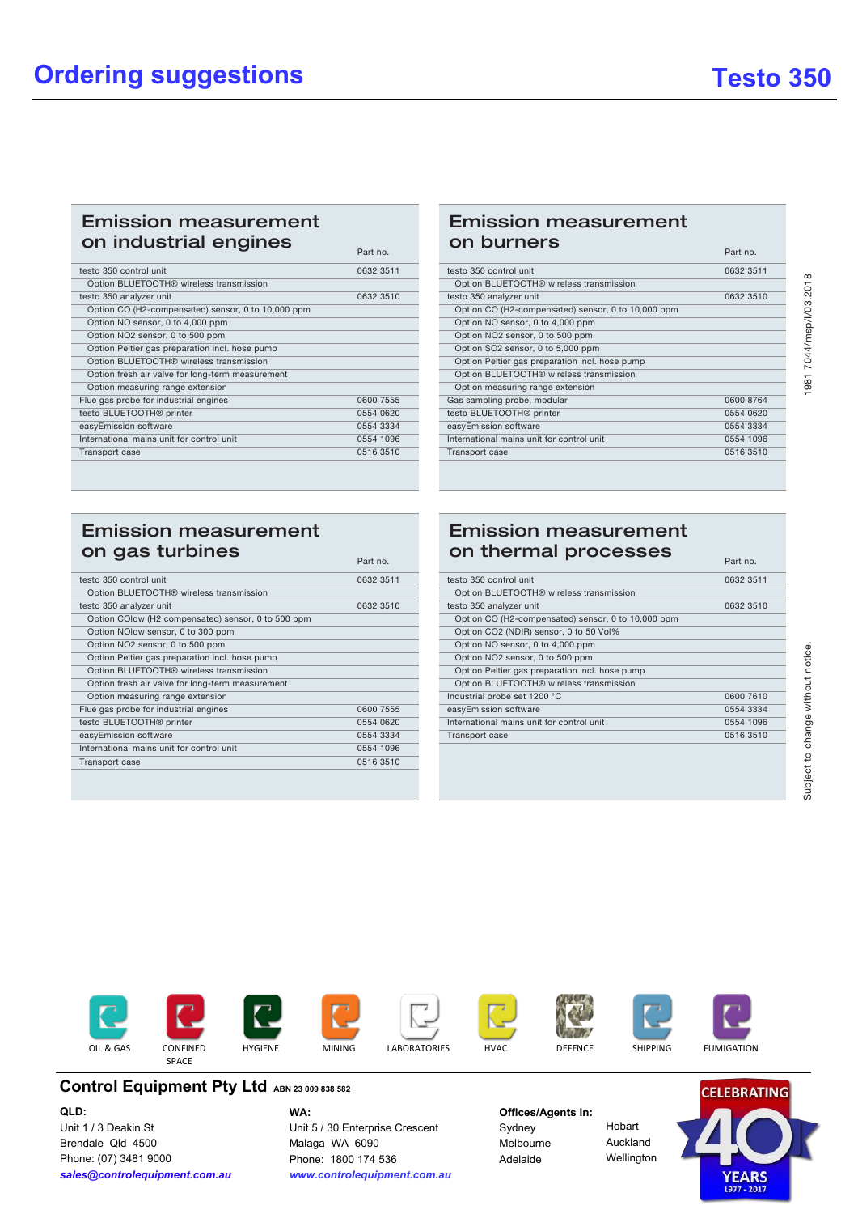# Ordering suggestions

## Testo 350

### Emission measurement on industrial engines

| | Part no. |
|---|---|
| testo 350 control unit | 0632 3511 |
| Option BLUETOOTH® wireless transmission | |
| testo 350 analyzer unit | 0632 3510 |
| Option CO ($H_2$-compensated) sensor, 0 to 10,000 ppm | |
| Option NO sensor, 0 to 4,000 ppm | |
| Option $NO_2$ sensor, 0 to 500 ppm | |
| Option Peltier gas preparation incl. hose pump | |
| Option BLUETOOTH® wireless transmission | |
| Option fresh air valve for long-term measurement | |
| Option measuring range extension | |
| Flue gas probe for industrial engines | 0600 7555 |
| testo BLUETOOTH® printer | 0554 0620 |
| easyEmission software | 0554 3334 |
| International mains unit for control unit | 0554 1096 |
| Transport case | 0516 3510 |

### Emission measurement on burners

| | Part no. |
|---|---|
| testo 350 control unit | 0632 3511 |
| Option BLUETOOTH® wireless transmission | |
| testo 350 analyzer unit | 0632 3510 |
| Option CO ($H_2$-compensated) sensor, 0 to 10,000 ppm | |
| Option NO sensor, 0 to 4,000 ppm | |
| Option $NO_2$ sensor, 0 to 500 ppm | |
| Option $SO_2$ sensor, 0 to 5,000 ppm | |
| Option Peltier gas preparation incl. hose pump | |
| Option BLUETOOTH® wireless transmission | |
| Option measuring range extension | |
| Gas sampling probe, modular | 0600 8764 |
| testo BLUETOOTH® printer | 0554 0620 |
| easyEmission software | 0554 3334 |
| International mains unit for control unit | 0554 1096 |
| Transport case | 0516 3510 |

### Emission measurement on gas turbines

| | Part no. |
|---|---|
| testo 350 control unit | 0632 3511 |
| Option BLUETOOTH® wireless transmission | |
| testo 350 analyzer unit | 0632 3510 |
| Option COlow ($H_2$ compensated) sensor, 0 to 500 ppm | |
| Option NOlow sensor, 0 to 300 ppm | |
| Option $NO_2$ sensor, 0 to 500 ppm | |
| Option Peltier gas preparation incl. hose pump | |
| Option BLUETOOTH® wireless transmission | |
| Option fresh air valve for long-term measurement | |
| Option measuring range extension | |
| Flue gas probe for industrial engines | 0600 7555 |
| testo BLUETOOTH® printer | 0554 0620 |
| easyEmission software | 0554 3334 |
| International mains unit for control unit | 0554 1096 |
| Transport case | 0516 3510 |

### Emission measurement on thermal processes

| | Part no. |
|---|---|
| testo 350 control unit | 0632 3511 |
| Option BLUETOOTH® wireless transmission | |
| testo 350 analyzer unit | 0632 3510 |
| Option CO ($H_2$-compensated) sensor, 0 to 10,000 ppm | |
| Option $CO_2$ (NDIR) sensor, 0 to 50 Vol% | |
| Option NO sensor, 0 to 4,000 ppm | |
| Option $NO_2$ sensor, 0 to 500 ppm | |
| Option Peltier gas preparation incl. hose pump | |
| Option BLUETOOTH® wireless transmission | |
| Industrial probe set 1200 °C | 0600 7610 |
| easyEmission software | 0554 3334 |
| International mains unit for control unit | 0554 1096 |
| Transport case | 0516 3510 |

1981 7044/msp/I/03.2018

Subject to change without notice.

OIL & GAS · CONFINED SPACE · HYGIENE · MINING · LABORATORIES · HVAC · DEFENCE · SHIPPING · FUMIGATION

**Control Equipment Pty Ltd** ABN 23 009 838 582

**QLD:**
Unit 1 / 3 Deakin St
Brendale Qld 4500
Phone: (07) 3481 9000
*sales@controlequipment.com.au*

**WA:**
Unit 5 / 30 Enterprise Crescent
Malaga WA 6090
Phone: 1800 174 536
*www.controlequipment.com.au*

**Offices/Agents in:**
Sydney
Melbourne
Adelaide
Hobart
Auckland
Wellington

CELEBRATING 40 YEARS 1977 - 2017